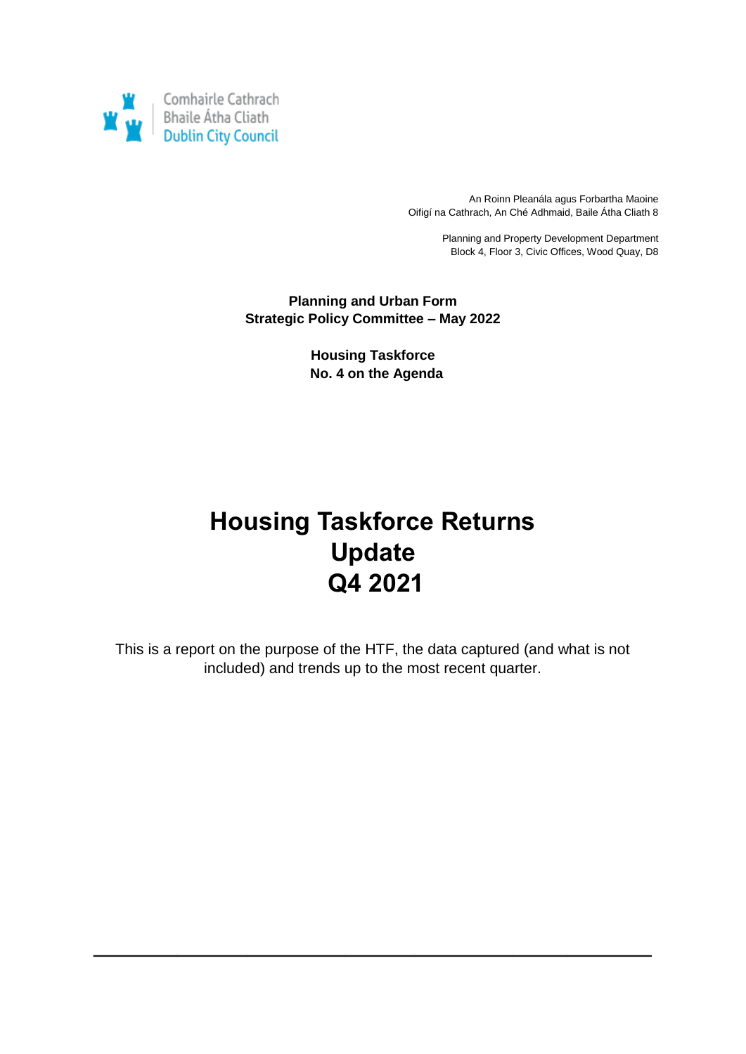Comhairle Cathrach
Bhaile Átha Cliath
Dublin City Council

An Roinn Pleanála agus Forbartha Maoine
Oifigí na Cathrach, An Ché Adhmaid, Baile Átha Cliath 8

Planning and Property Development Department
Block 4, Floor 3, Civic Offices, Wood Quay, D8

**Planning and Urban Form**
**Strategic Policy Committee – May 2022**

**Housing Taskforce**
**No. 4 on the Agenda**

# Housing Taskforce Returns Update Q4 2021

This is a report on the purpose of the HTF, the data captured (and what is not included) and trends up to the most recent quarter.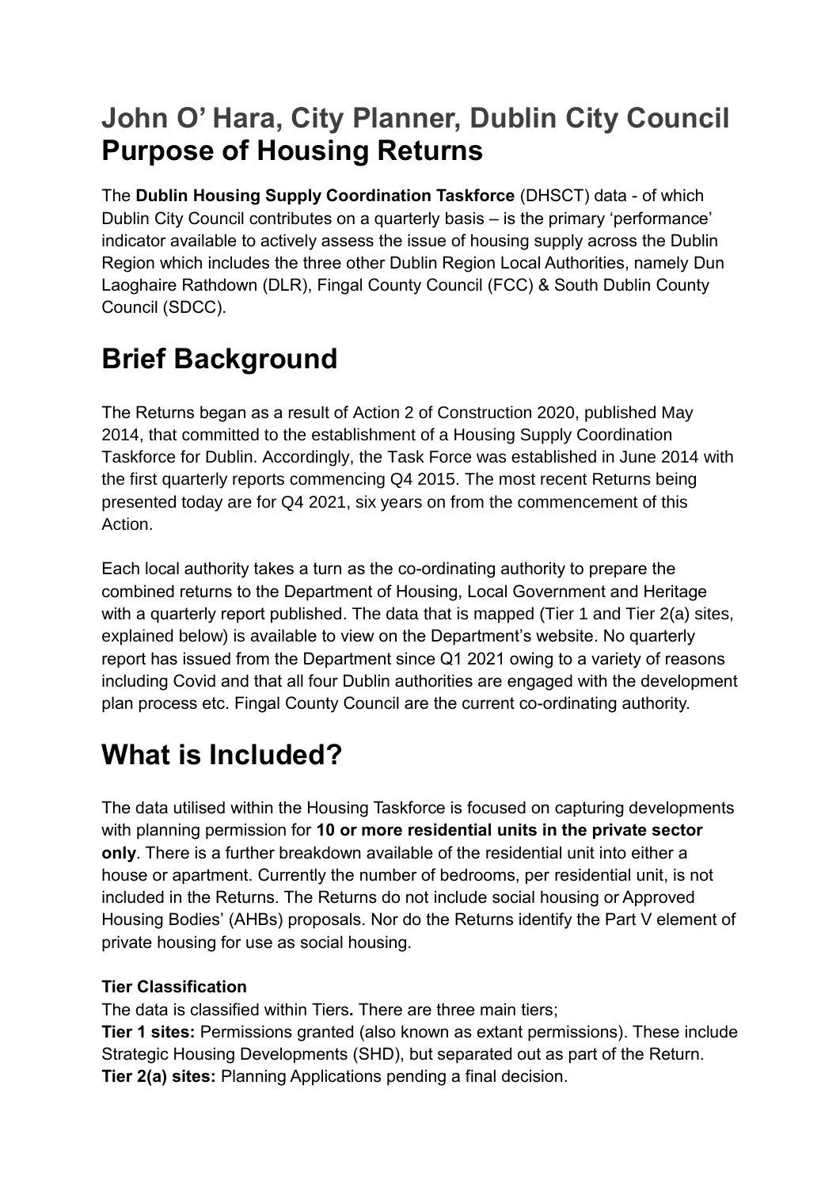## John O' Hara, City Planner, Dublin City Council
## Purpose of Housing Returns

The **Dublin Housing Supply Coordination Taskforce** (DHSCT) data - of which Dublin City Council contributes on a quarterly basis – is the primary 'performance' indicator available to actively assess the issue of housing supply across the Dublin Region which includes the three other Dublin Region Local Authorities, namely Dun Laoghaire Rathdown (DLR), Fingal County Council (FCC) & South Dublin County Council (SDCC).

# Brief Background

The Returns began as a result of Action 2 of Construction 2020, published May 2014, that committed to the establishment of a Housing Supply Coordination Taskforce for Dublin. Accordingly, the Task Force was established in June 2014 with the first quarterly reports commencing Q4 2015. The most recent Returns being presented today are for Q4 2021, six years on from the commencement of this Action.

Each local authority takes a turn as the co-ordinating authority to prepare the combined returns to the Department of Housing, Local Government and Heritage with a quarterly report published. The data that is mapped (Tier 1 and Tier 2(a) sites, explained below) is available to view on the Department's website. No quarterly report has issued from the Department since Q1 2021 owing to a variety of reasons including Covid and that all four Dublin authorities are engaged with the development plan process etc. Fingal County Council are the current co-ordinating authority.

# What is Included?

The data utilised within the Housing Taskforce is focused on capturing developments with planning permission for **10 or more residential units in the private sector only**. There is a further breakdown available of the residential unit into either a house or apartment. Currently the number of bedrooms, per residential unit, is not included in the Returns. The Returns do not include social housing or Approved Housing Bodies' (AHBs) proposals. Nor do the Returns identify the Part V element of private housing for use as social housing.

**Tier Classification**

The data is classified within Tiers**.** There are three main tiers;

**Tier 1 sites:** Permissions granted (also known as extant permissions). These include Strategic Housing Developments (SHD), but separated out as part of the Return.

**Tier 2(a) sites:** Planning Applications pending a final decision.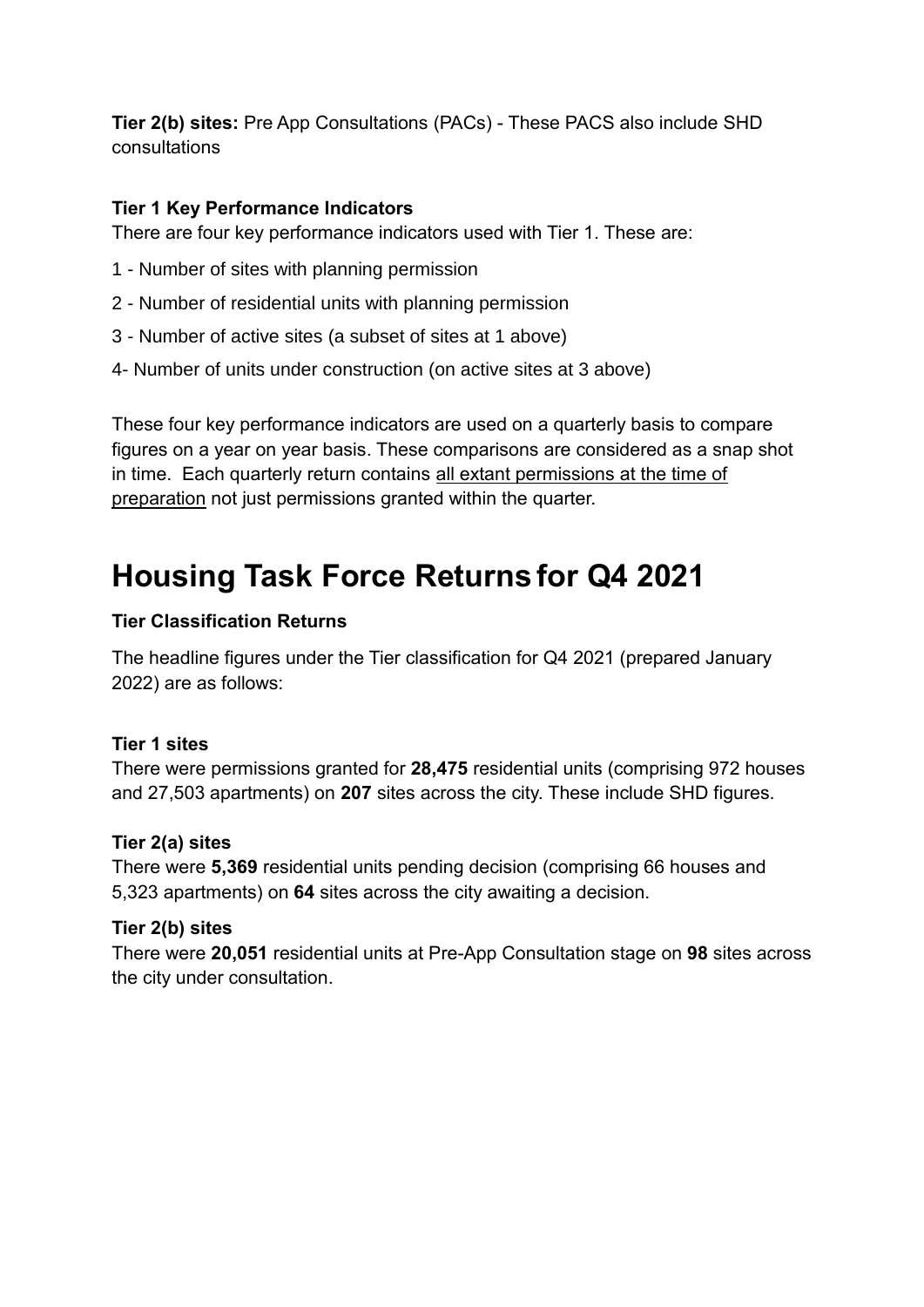**Tier 2(b) sites:** Pre App Consultations (PACs) - These PACS also include SHD consultations

**Tier 1 Key Performance Indicators**

There are four key performance indicators used with Tier 1. These are:

1 - Number of sites with planning permission

2 - Number of residential units with planning permission

3 - Number of active sites (a subset of sites at 1 above)

4- Number of units under construction (on active sites at 3 above)

These four key performance indicators are used on a quarterly basis to compare figures on a year on year basis. These comparisons are considered as a snap shot in time. Each quarterly return contains all extant permissions at the time of preparation not just permissions granted within the quarter.

# Housing Task Force Returns for Q4 2021

**Tier Classification Returns**

The headline figures under the Tier classification for Q4 2021 (prepared January 2022) are as follows:

**Tier 1 sites**

There were permissions granted for **28,475** residential units (comprising 972 houses and 27,503 apartments) on **207** sites across the city. These include SHD figures.

**Tier 2(a) sites**

There were **5,369** residential units pending decision (comprising 66 houses and 5,323 apartments) on **64** sites across the city awaiting a decision.

**Tier 2(b) sites**

There were **20,051** residential units at Pre-App Consultation stage on **98** sites across the city under consultation.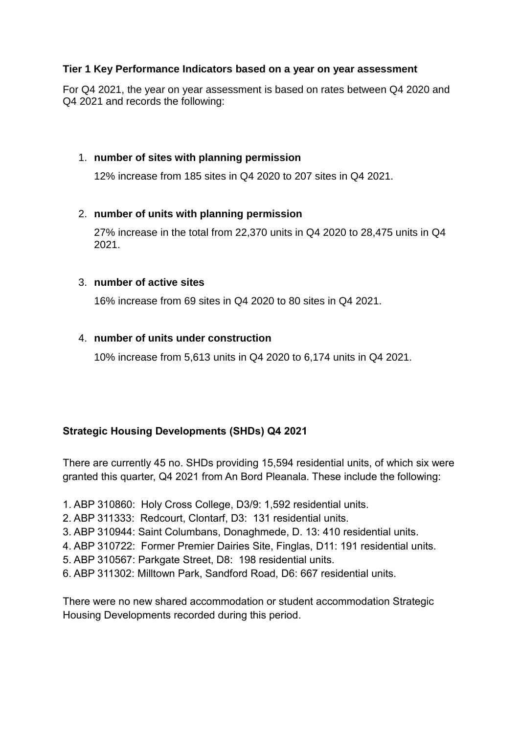**Tier 1 Key Performance Indicators based on a year on year assessment**

For Q4 2021, the year on year assessment is based on rates between Q4 2020 and Q4 2021 and records the following:

1. **number of sites with planning permission**

   12% increase from 185 sites in Q4 2020 to 207 sites in Q4 2021.

2. **number of units with planning permission**

   27% increase in the total from 22,370 units in Q4 2020 to 28,475 units in Q4 2021.

3. **number of active sites**

   16% increase from 69 sites in Q4 2020 to 80 sites in Q4 2021.

4. **number of units under construction**

   10% increase from 5,613 units in Q4 2020 to 6,174 units in Q4 2021.

**Strategic Housing Developments (SHDs) Q4 2021**

There are currently 45 no. SHDs providing 15,594 residential units, of which six were granted this quarter, Q4 2021 from An Bord Pleanala. These include the following:

1. ABP 310860: Holy Cross College, D3/9: 1,592 residential units.
2. ABP 311333: Redcourt, Clontarf, D3: 131 residential units.
3. ABP 310944: Saint Columbans, Donaghmede, D. 13: 410 residential units.
4. ABP 310722: Former Premier Dairies Site, Finglas, D11: 191 residential units.
5. ABP 310567: Parkgate Street, D8: 198 residential units.
6. ABP 311302: Milltown Park, Sandford Road, D6: 667 residential units.

There were no new shared accommodation or student accommodation Strategic Housing Developments recorded during this period.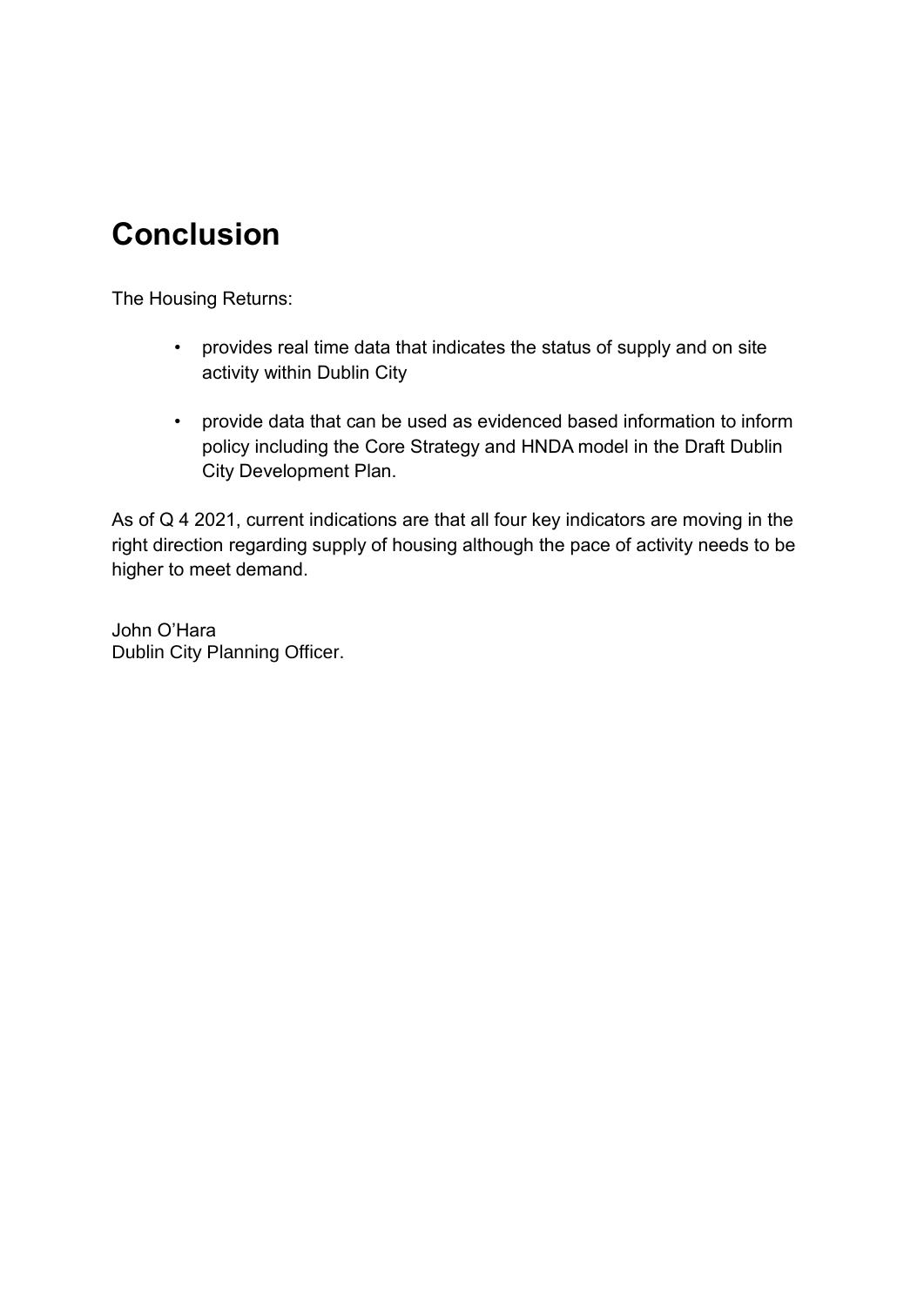# Conclusion

The Housing Returns:

- provides real time data that indicates the status of supply and on site activity within Dublin City

- provide data that can be used as evidenced based information to inform policy including the Core Strategy and HNDA model in the Draft Dublin City Development Plan.

As of Q 4 2021, current indications are that all four key indicators are moving in the right direction regarding supply of housing although the pace of activity needs to be higher to meet demand.

John O'Hara
Dublin City Planning Officer.